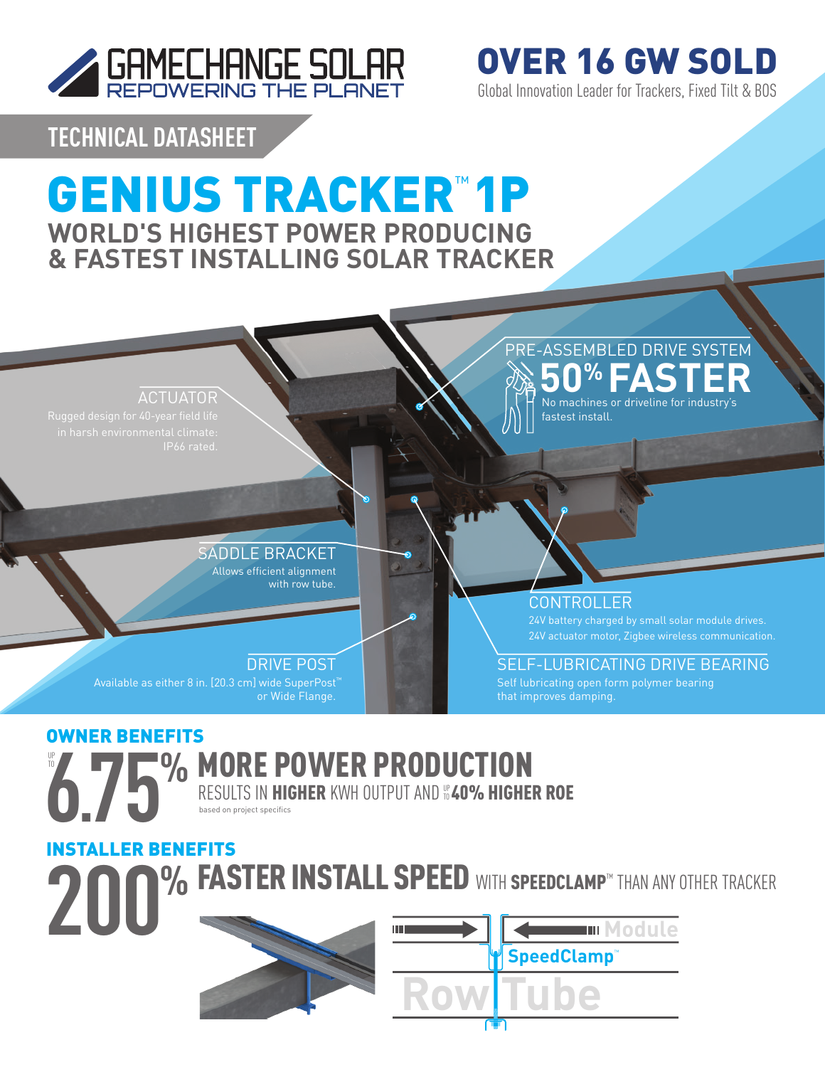# GAMECHANGE SOLAR

REPOWERING THE PLANET

**OVER 16 GW SOLD**

Global Innovation Leader for Trackers, Fixed Tilt & BOS

## TECHNICAL DATASHEET

# GENIUS TRACKER™ 1P

## WORLD'S HIGHEST POWER PRODUCING & FASTEST INSTALLING SOLAR TRACKER

**PRE-ASSEMBLED DRIVE SYSTEM**

**50% FASTER**

No machines or driveline for industry's fastest install.

**ACTUATOR**

Rugged design for 40-year field life in harsh environmental climate: IP66 rated.

**SADDLE BRACKET**

Allows efficient alignment with row tube.

**CONTROLLER**

24V battery charged by small solar module drives. 24V actuator motor, Zigbee wireless communication.

**DRIVE POST**

Available as either 8 in. [20.3 cm] wide SuperPost™ or Wide Flange.

**SELF-LUBRICATING DRIVE BEARING**

Self lubricating open form polymer bearing that improves damping.

## OWNER BENEFITS

UP TO **6.75% MORE POWER PRODUCTION**

RESULTS IN **HIGHER** KWH OUTPUT AND UP TO **40% HIGHER ROE**

based on project specifics

## INSTALLER BENEFITS

**200% FASTER INSTALL SPEED** WITH **SPEEDCLAMP™** THAN ANY OTHER TRACKER

Module

SpeedClamp™

Row Tube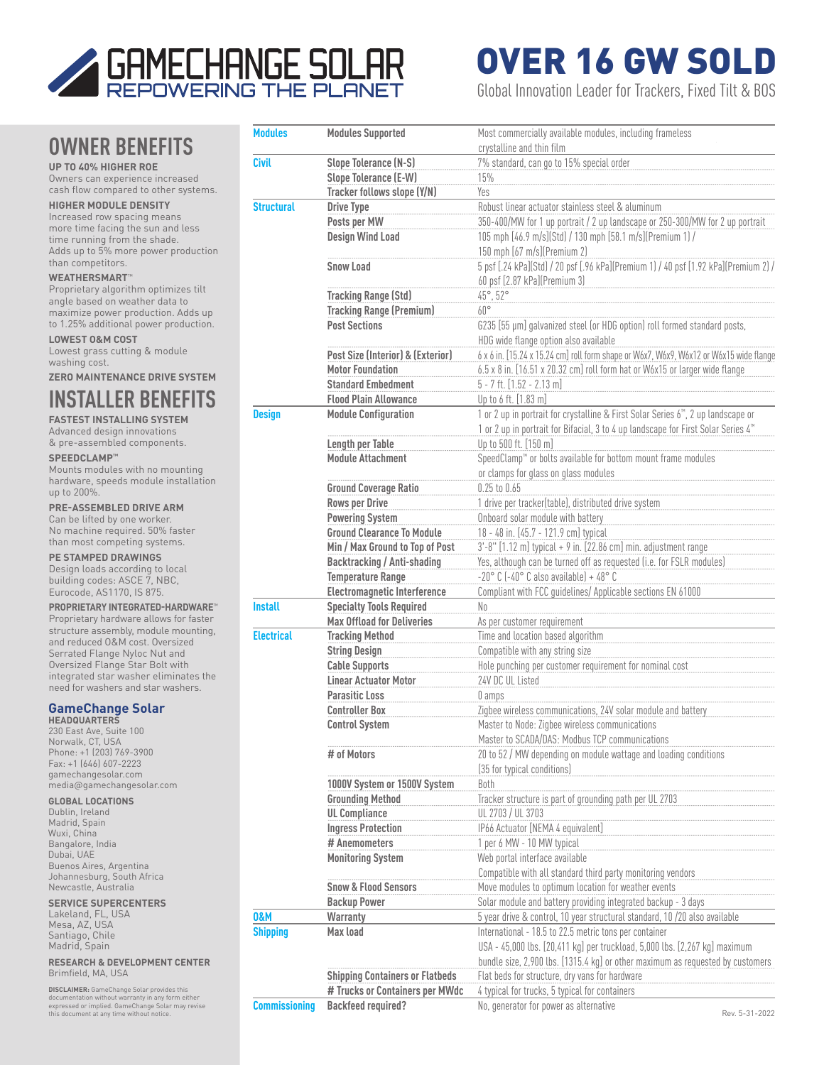# GAMECHANGE SOLAR
REPOWERING THE PLANET

# OVER 16 GW SOLD

Global Innovation Leader for Trackers, Fixed Tilt & BOS

## OWNER BENEFITS

**UP TO 40% HIGHER ROE**
Owners can experience increased cash flow compared to other systems.

**HIGHER MODULE DENSITY**
Increased row spacing means more time facing the sun and less time running from the shade. Adds up to 5% more power production than competitors.

**WEATHERSMART™**
Proprietary algorithm optimizes tilt angle based on weather data to maximize power production. Adds up to 1.25% additional power production.

**LOWEST O&M COST**
Lowest grass cutting & module washing cost.

**ZERO MAINTENANCE DRIVE SYSTEM**

## INSTALLER BENEFITS

**FASTEST INSTALLING SYSTEM**
Advanced design innovations & pre-assembled components.

**SPEEDCLAMP™**
Mounts modules with no mounting hardware, speeds module installation up to 200%.

**PRE-ASSEMBLED DRIVE ARM**
Can be lifted by one worker. No machine required. 50% faster than most competing systems.

**PE STAMPED DRAWINGS**
Design loads according to local building codes: ASCE 7, NBC, Eurocode, AS1170, IS 875.

**PROPRIETARY INTEGRATED-HARDWARE™**
Proprietary hardware allows for faster structure assembly, module mounting, and reduced O&M cost. Oversized Serrated Flange Nylon Nut and Oversized Flange Star Bolt with integrated star washer eliminates the need for washers and star washers.

### GameChange Solar

**HEADQUARTERS**
230 East Ave, Suite 100
Norwalk, CT, USA
Phone: +1 (203) 769-3900
Fax: +1 (646) 607-2223
gamechangesolar.com
media@gamechangesolar.com

**GLOBAL LOCATIONS**
Dublin, Ireland
Madrid, Spain
Wuxi, China
Bangalore, India
Dubai, UAE
Buenos Aires, Argentina
Johannesburg, South Africa
Newcastle, Australia

**SERVICE SUPERCENTERS**
Lakeland, FL, USA
Mesa, AZ, USA
Santiago, Chile
Madrid, Spain

**RESEARCH & DEVELOPMENT CENTER**
Brimfield, MA, USA

**DISCLAIMER:** GameChange Solar provides this documentation without warranty in any form either expressed or implied. GameChange Solar may revise this document at any time without notice.

| | | |
|---|---|---|
| **Modules** | **Modules Supported** | Most commercially available modules, including frameless crystalline and thin film |
| **Civil** | **Slope Tolerance (N-S)** | 7% standard, can go to 15% special order |
| | **Slope Tolerance (E-W)** | 15% |
| | **Tracker follows slope (Y/N)** | Yes |
| **Structural** | **Drive Type** | Robust linear actuator stainless steel & aluminum |
| | **Posts per MW** | 350-400/MW for 1 up portrait / 2 up landscape or 250-300/MW for 2 up portrait |
| | **Design Wind Load** | 105 mph [46.9 m/s](Std) / 130 mph [58.1 m/s](Premium 1) / 150 mph [67 m/s](Premium 2) |
| | **Snow Load** | 5 psf [.24 kPa](Std) / 20 psf [.96 kPa](Premium 1) / 40 psf [1.92 kPa](Premium 2) / 60 psf [2.87 kPa](Premium 3) |
| | **Tracking Range (Std)** | 45°, 52° |
| | **Tracking Range (Premium)** | 60° |
| | **Post Sections** | G235 [55 μm] galvanized steel (or HDG option) roll formed standard posts, HDG wide flange option also available |
| | **Post Size (Interior) & (Exterior)** | 6 x 6 in. [15.24 x 15.24 cm] roll form shape or W6x7, W6x9, W6x12 or W6x15 wide flange |
| | **Motor Foundation** | 6.5 x 8 in. [16.51 x 20.32 cm] roll form hat or W6x15 or larger wide flange |
| | **Standard Embedment** | 5 - 7 ft. [1.52 - 2.13 m] |
| | **Flood Plain Allowance** | Up to 6 ft. [1.83 m] |
| **Design** | **Module Configuration** | 1 or 2 up in portrait for crystalline & First Solar Series 6™, 2 up landscape or 1 or 2 up in portrait for Bifacial, 3 to 4 up landscape for First Solar Series 4™ |
| | **Length per Table** | Up to 500 ft. [150 m] |
| | **Module Attachment** | SpeedClamp™ or bolts available for bottom mount frame modules or clamps for glass on glass modules |
| | **Ground Coverage Ratio** | 0.25 to 0.65 |
| | **Rows per Drive** | 1 drive per tracker(table), distributed drive system |
| | **Powering System** | Onboard solar module with battery |
| | **Ground Clearance To Module** | 18 - 48 in. [45.7 - 121.9 cm] typical |
| | **Min / Max Ground to Top of Post** | 3'-8" [1.12 m] typical + 9 in. [22.86 cm] min. adjustment range |
| | **Backtracking / Anti-shading** | Yes, although can be turned off as requested (i.e. for FSLR modules) |
| | **Temperature Range** | -20° C (-40° C also available) + 48° C |
| | **Electromagnetic Interference** | Compliant with FCC guidelines/ Applicable sections EN 61000 |
| **Install** | **Specialty Tools Required** | No |
| | **Max Offload for Deliveries** | As per customer requirement |
| **Electrical** | **Tracking Method** | Time and location based algorithm |
| | **String Design** | Compatible with any string size |
| | **Cable Supports** | Hole punching per customer requirement for nominal cost |
| | **Linear Actuator Motor** | 24V DC UL Listed |
| | **Parasitic Loss** | 0 amps |
| | **Controller Box** | Zigbee wireless communications, 24V solar module and battery |
| | **Control System** | Master to Node: Zigbee wireless communications Master to SCADA/DAS: Modbus TCP communications |
| | **# of Motors** | 20 to 52 / MW depending on module wattage and loading conditions (35 for typical conditions) |
| | **1000V System or 1500V System** | Both |
| | **Grounding Method** | Tracker structure is part of grounding path per UL 2703 |
| | **UL Compliance** | UL 2703 / UL 3703 |
| | **Ingress Protection** | IP66 Actuator (NEMA 4 equivalent) |
| | **# Anemometers** | 1 per 6 MW - 10 MW typical |
| | **Monitoring System** | Web portal interface available Compatible with all standard third party monitoring vendors |
| | **Snow & Flood Sensors** | Move modules to optimum location for weather events |
| | **Backup Power** | Solar module and battery providing integrated backup - 3 days |
| **O&M** | **Warranty** | 5 year drive & control, 10 year structural standard, 10 /20 also available |
| **Shipping** | **Max load** | International - 18.5 to 22.5 metric tons per container USA - 45,000 lbs. [20,411 kg] per truckload, 5,000 lbs. [2,267 kg] maximum bundle size, 2,900 lbs. [1315.4 kg] or other maximum as requested by customers |
| | **Shipping Containers or Flatbeds** | Flat beds for structure, dry vans for hardware |
| | **# Trucks or Containers per MWdc** | 4 typical for trucks, 5 typical for containers |
| **Commissioning** | **Backfeed required?** | No, generator for power as alternative |

Rev. 5-31-2022